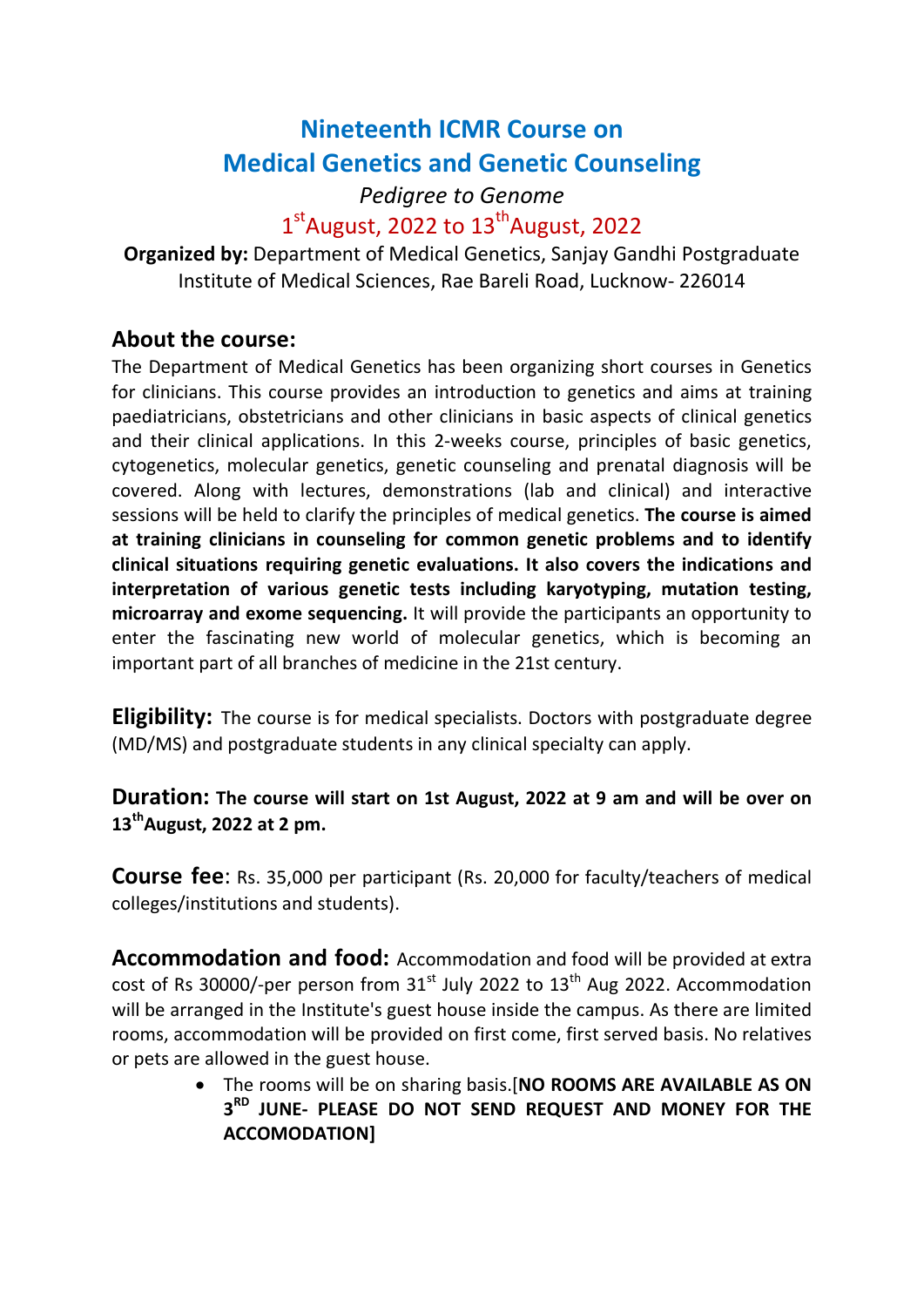# Nineteenth ICMR Course on Medical Genetics and Genetic Counseling

*Pedigree to Genome*

1st August, 2022 to 13th August, 2022

**Organized by:** Department of Medical Genetics, Sanjay Gandhi Postgraduate Institute of Medical Sciences, Rae Bareli Road, Lucknow- 226014

## About the course:

The Department of Medical Genetics has been organizing short courses in Genetics for clinicians. This course provides an introduction to genetics and aims at training paediatricians, obstetricians and other clinicians in basic aspects of clinical genetics and their clinical applications. In this 2-weeks course, principles of basic genetics, cytogenetics, molecular genetics, genetic counseling and prenatal diagnosis will be covered. Along with lectures, demonstrations (lab and clinical) and interactive sessions will be held to clarify the principles of medical genetics. **The course is aimed at training clinicians in counseling for common genetic problems and to identify clinical situations requiring genetic evaluations. It also covers the indications and interpretation of various genetic tests including karyotyping, mutation testing, microarray and exome sequencing.** It will provide the participants an opportunity to enter the fascinating new world of molecular genetics, which is becoming an important part of all branches of medicine in the 21st century.

**Eligibility:** The course is for medical specialists. Doctors with postgraduate degree (MD/MS) and postgraduate students in any clinical specialty can apply.

**Duration: The course will start on 1st August, 2022 at 9 am and will be over on 13th August, 2022 at 2 pm.**

**Course fee**: Rs. 35,000 per participant (Rs. 20,000 for faculty/teachers of medical colleges/institutions and students).

**Accommodation and food:** Accommodation and food will be provided at extra cost of Rs 30000/-per person from 31st July 2022 to 13th Aug 2022. Accommodation will be arranged in the Institute's guest house inside the campus. As there are limited rooms, accommodation will be provided on first come, first served basis. No relatives or pets are allowed in the guest house.

- The rooms will be on sharing basis.[**NO ROOMS ARE AVAILABLE AS ON 3RD JUNE- PLEASE DO NOT SEND REQUEST AND MONEY FOR THE ACCOMODATION]**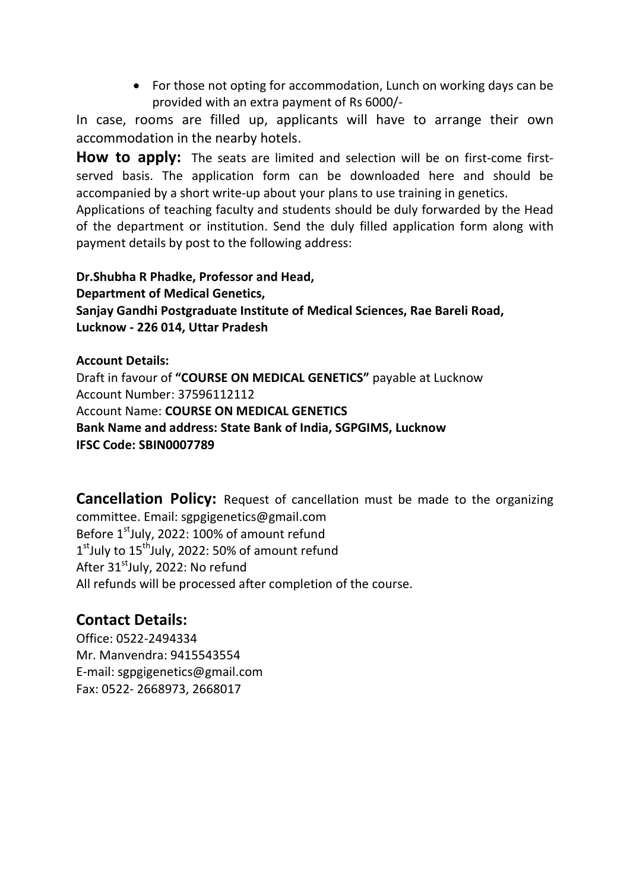- For those not opting for accommodation, Lunch on working days can be provided with an extra payment of Rs 6000/-

In case, rooms are filled up, applicants will have to arrange their own accommodation in the nearby hotels.

**How to apply:** The seats are limited and selection will be on first-come first-served basis. The application form can be downloaded here and should be accompanied by a short write-up about your plans to use training in genetics.

Applications of teaching faculty and students should be duly forwarded by the Head of the department or institution. Send the duly filled application form along with payment details by post to the following address:

**Dr.Shubha R Phadke, Professor and Head,**
**Department of Medical Genetics,**
**Sanjay Gandhi Postgraduate Institute of Medical Sciences, Rae Bareli Road,**
**Lucknow - 226 014, Uttar Pradesh**

**Account Details:**
Draft in favour of **"COURSE ON MEDICAL GENETICS"** payable at Lucknow
Account Number: 37596112112
Account Name: **COURSE ON MEDICAL GENETICS**
**Bank Name and address: State Bank of India, SGPGIMS, Lucknow**
**IFSC Code: SBIN0007789**

**Cancellation Policy:** Request of cancellation must be made to the organizing committee. Email: sgpgigenetics@gmail.com
Before 1st July, 2022: 100% of amount refund
1st July to 15th July, 2022: 50% of amount refund
After 31st July, 2022: No refund
All refunds will be processed after completion of the course.

## Contact Details:

Office: 0522-2494334
Mr. Manvendra: 9415543554
E-mail: sgpgigenetics@gmail.com
Fax: 0522- 2668973, 2668017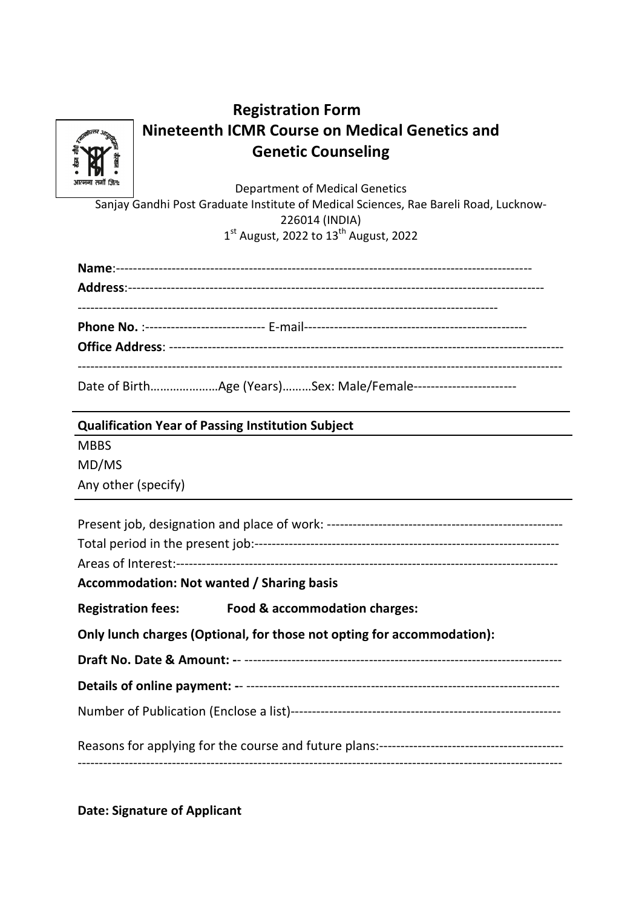# Registration Form

## Nineteenth ICMR Course on Medical Genetics and Genetic Counseling

Department of Medical Genetics
Sanjay Gandhi Post Graduate Institute of Medical Sciences, Rae Bareli Road, Lucknow-226014 (INDIA)
1st August, 2022 to 13th August, 2022

**Name**:-----------------------------------------------------------------------------------------------
**Address**:-----------------------------------------------------------------------------------------------
------------------------------------------------------------------------------------------------
**Phone No.** :---------------------------- E-mail----------------------------------------------------
**Office Address**: ------------------------------------------------------------------------------------------
------------------------------------------------------------------------------------------------------------
Date of Birth…………………Age (Years)………Sex: Male/Female------------------------

| Qualification | Year of Passing | Institution | Subject |
|---|---|---|---|
| MBBS | | | |
| MD/MS | | | |
| Any other (specify) | | | |

Present job, designation and place of work: -------------------------------------------------------
Total period in the present job:------------------------------------------------------------------------
Areas of Interest:-----------------------------------------------------------------------------------------

**Accommodation: Not wanted / Sharing basis**

**Registration fees: Food & accommodation charges:**

**Only lunch charges (Optional, for those not opting for accommodation):**

**Draft No. Date & Amount: --** --------------------------------------------------------------------------

**Details of online payment: --** ------------------------------------------------------------------------

Number of Publication (Enclose a list)--------------------------------------------------------------

Reasons for applying for the course and future plans:-------------------------------------------
------------------------------------------------------------------------------------------------------------

**Date: Signature of Applicant**